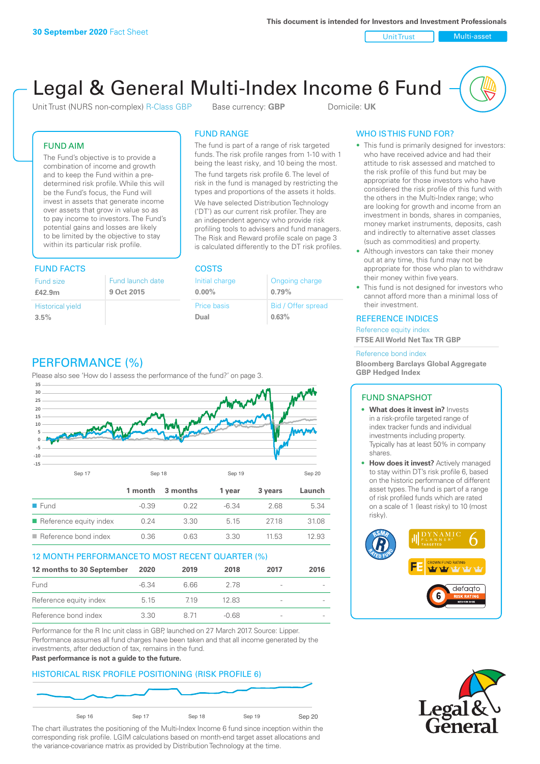**30 September 2020** Fact Sheet

This document is intended for Investors and Investment Professionals

Unit Trust | Multi-asset

# Legal & General Multi-Index Income 6 Fund

Unit Trust (NURS non-complex) R-Class GBP | Base currency: **GBP** | Domicile: **UK**

## FUND AIM

The Fund's objective is to provide a combination of income and growth and to keep the Fund within a pre-determined risk profile. While this will be the Fund's focus, the Fund will invest in assets that generate income over assets that grow in value so as to pay income to investors. The Fund's potential gains and losses are likely to be limited by the objective to stay within its particular risk profile.

## FUND RANGE

The fund is part of a range of risk targeted funds. The risk profile ranges from 1-10 with 1 being the least risky, and 10 being the most.

The fund targets risk profile 6. The level of risk in the fund is managed by restricting the types and proportions of the assets it holds.

We have selected Distribution Technology ('DT') as our current risk profiler. They are an independent agency who provide risk profiling tools to advisers and fund managers. The Risk and Reward profile scale on page 3 is calculated differently to the DT risk profiles.

## WHO IS THIS FUND FOR?

- This fund is primarily designed for investors: who have received advice and had their attitude to risk assessed and matched to the risk profile of this fund but may be appropriate for those investors who have considered the risk profile of this fund with the others in the Multi-Index range; who are looking for growth and income from an investment in bonds, shares in companies, money market instruments, deposits, cash and indirectly to alternative asset classes (such as commodities) and property.
- Although investors can take their money out at any time, this fund may not be appropriate for those who plan to withdraw their money within five years.
- This fund is not designed for investors who cannot afford more than a minimal loss of their investment.

## FUND FACTS

| Fund size | Fund launch date |
|---|---|
| **£42.9m** | **9 Oct 2015** |
| Historical yield | |
| **3.5%** | |

## COSTS

| Initial charge | Ongoing charge |
|---|---|
| **0.00%** | **0.79%** |
| Price basis | Bid / Offer spread |
| **Dual** | **0.63%** |

## REFERENCE INDICES

Reference equity index
**FTSE All World Net Tax TR GBP**

Reference bond index
**Bloomberg Barclays Global Aggregate GBP Hedged Index**

## PERFORMANCE (%)

Please also see 'How do I assess the performance of the fund?' on page 3.

| | 1 month | 3 months | 1 year | 3 years | Launch |
|---|---|---|---|---|---|
| Fund | -0.39 | 0.22 | -6.34 | 2.68 | 5.34 |
| Reference equity index | 0.24 | 3.30 | 5.15 | 27.18 | 31.08 |
| Reference bond index | 0.36 | 0.63 | 3.30 | 11.53 | 12.93 |

## 12 MONTH PERFORMANCE TO MOST RECENT QUARTER (%)

| 12 months to 30 September | 2020 | 2019 | 2018 | 2017 | 2016 |
|---|---|---|---|---|---|
| Fund | -6.34 | 6.66 | 2.78 | - | - |
| Reference equity index | 5.15 | 7.19 | 12.83 | - | - |
| Reference bond index | 3.30 | 8.71 | -0.68 | - | - |

Performance for the R Inc unit class in GBP, launched on 27 March 2017. Source: Lipper. Performance assumes all fund charges have been taken and that all income generated by the investments, after deduction of tax, remains in the fund.

**Past performance is not a guide to the future.**

## HISTORICAL RISK PROFILE POSITIONING (RISK PROFILE 6)

The chart illustrates the positioning of the Multi-Index Income 6 fund since inception within the corresponding risk profile. LGIM calculations based on month-end target asset allocations and the variance-covariance matrix as provided by Distribution Technology at the time.

## FUND SNAPSHOT

- **What does it invest in?** Invests in a risk-profile targeted range of index tracker funds and individual investments including property. Typically has at least 50% in company shares.
- **How does it invest?** Actively managed to stay within DT's risk profile 6, based on the historic performance of different asset types. The fund is part of a range of risk profiled funds which are rated on a scale of 1 (least risky) to 10 (most risky).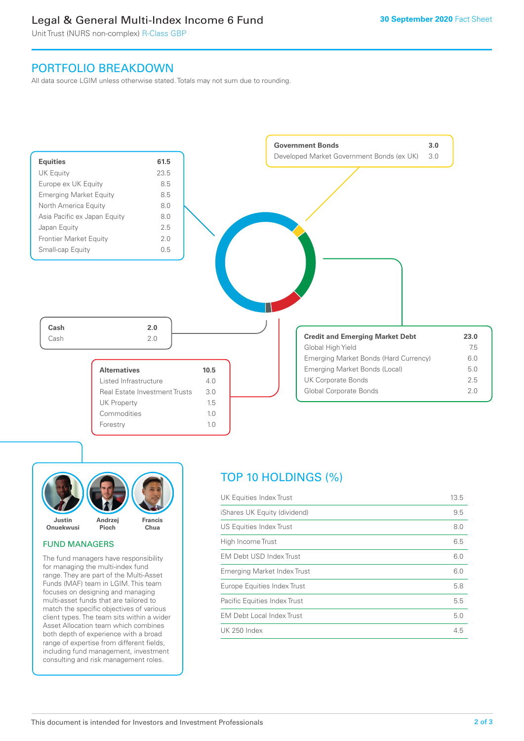# Legal & General Multi-Index Income 6 Fund

Unit Trust (NURS non-complex) R-Class GBP

**30 September 2020** Fact Sheet

## PORTFOLIO BREAKDOWN

All data source LGIM unless otherwise stated. Totals may not sum due to rounding.

| **Equities** | **61.5** |
|---|---|
| UK Equity | 23.5 |
| Europe ex UK Equity | 8.5 |
| Emerging Market Equity | 8.5 |
| North America Equity | 8.0 |
| Asia Pacific ex Japan Equity | 8.0 |
| Japan Equity | 2.5 |
| Frontier Market Equity | 2.0 |
| Small-cap Equity | 0.5 |

| **Government Bonds** | **3.0** |
|---|---|
| Developed Market Government Bonds (ex UK) | 3.0 |

| **Cash** | **2.0** |
|---|---|
| Cash | 2.0 |

| **Credit and Emerging Market Debt** | **23.0** |
|---|---|
| Global High Yield | 7.5 |
| Emerging Market Bonds (Hard Currency) | 6.0 |
| Emerging Market Bonds (Local) | 5.0 |
| UK Corporate Bonds | 2.5 |
| Global Corporate Bonds | 2.0 |

| **Alternatives** | **10.5** |
|---|---|
| Listed Infrastructure | 4.0 |
| Real Estate Investment Trusts | 3.0 |
| UK Property | 1.5 |
| Commodities | 1.0 |
| Forestry | 1.0 |

Justin Onuekwusi, Andrzej Pioch, Francis Chua

### FUND MANAGERS

The fund managers have responsibility for managing the multi-index fund range. They are part of the Multi-Asset Funds (MAF) team in LGIM. This team focuses on designing and managing multi-asset funds that are tailored to match the specific objectives of various client types. The team sits within a wider Asset Allocation team which combines both depth of experience with a broad range of expertise from different fields, including fund management, investment consulting and risk management roles.

## TOP 10 HOLDINGS (%)

| Holding | % |
|---|---|
| UK Equities Index Trust | 13.5 |
| iShares UK Equity (dividend) | 9.5 |
| US Equities Index Trust | 8.0 |
| High Income Trust | 6.5 |
| EM Debt USD Index Trust | 6.0 |
| Emerging Market Index Trust | 6.0 |
| Europe Equities Index Trust | 5.8 |
| Pacific Equities Index Trust | 5.5 |
| EM Debt Local Index Trust | 5.0 |
| UK 250 Index | 4.5 |

This document is intended for Investors and Investment Professionals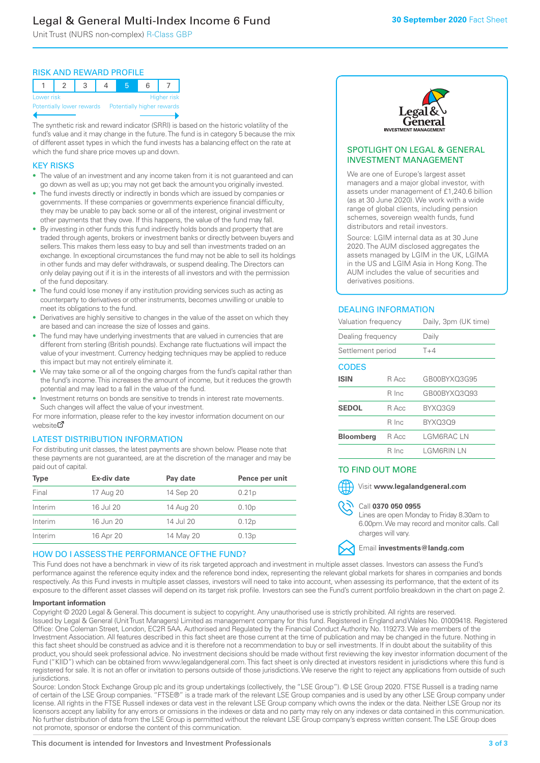# Legal & General Multi-Index Income 6 Fund

Unit Trust (NURS non-complex) R-Class GBP

**30 September 2020** Fact Sheet

## RISK AND REWARD PROFILE

| 1 | 2 | 3 | 4 | 5 | 6 | 7 |
|---|---|---|---|---|---|---|

Lower risk — Higher risk

Potentially lower rewards — Potentially higher rewards

The synthetic risk and reward indicator (SRRI) is based on the historic volatility of the fund's value and it may change in the future. The fund is in category 5 because the mix of different asset types in which the fund invests has a balancing effect on the rate at which the fund share price moves up and down.

## KEY RISKS

- The value of an investment and any income taken from it is not guaranteed and can go down as well as up; you may not get back the amount you originally invested.
- The fund invests directly or indirectly in bonds which are issued by companies or governments. If these companies or governments experience financial difficulty, they may be unable to pay back some or all of the interest, original investment or other payments that they owe. If this happens, the value of the fund may fall.
- By investing in other funds this fund indirectly holds bonds and property that are traded through agents, brokers or investment banks or directly between buyers and sellers. This makes them less easy to buy and sell than investments traded on an exchange. In exceptional circumstances the fund may not be able to sell its holdings in other funds and may defer withdrawals, or suspend dealing. The Directors can only delay paying out if it is in the interests of all investors and with the permission of the fund depositary.
- The fund could lose money if any institution providing services such as acting as counterparty to derivatives or other instruments, becomes unwilling or unable to meet its obligations to the fund.
- Derivatives are highly sensitive to changes in the value of the asset on which they are based and can increase the size of losses and gains.
- The fund may have underlying investments that are valued in currencies that are different from sterling (British pounds). Exchange rate fluctuations will impact the value of your investment. Currency hedging techniques may be applied to reduce this impact but may not entirely eliminate it.
- We may take some or all of the ongoing charges from the fund's capital rather than the fund's income. This increases the amount of income, but it reduces the growth potential and may lead to a fall in the value of the fund.
- Investment returns on bonds are sensitive to trends in interest rate movements. Such changes will affect the value of your investment.

For more information, please refer to the key investor information document on our website

## LATEST DISTRIBUTION INFORMATION

For distributing unit classes, the latest payments are shown below. Please note that these payments are not guaranteed, are at the discretion of the manager and may be paid out of capital.

| Type | Ex-div date | Pay date | Pence per unit |
|---|---|---|---|
| Final | 17 Aug 20 | 14 Sep 20 | 0.21p |
| Interim | 16 Jul 20 | 14 Aug 20 | 0.10p |
| Interim | 16 Jun 20 | 14 Jul 20 | 0.12p |
| Interim | 16 Apr 20 | 14 May 20 | 0.13p |

## HOW DO I ASSESS THE PERFORMANCE OF THE FUND?

This Fund does not have a benchmark in view of its risk targeted approach and investment in multiple asset classes. Investors can assess the Fund's performance against the reference equity index and the reference bond index, representing the relevant global markets for shares in companies and bonds respectively. As this Fund invests in multiple asset classes, investors will need to take into account, when assessing its performance, that the extent of its exposure to the different asset classes will depend on its target risk profile. Investors can see the Fund's current portfolio breakdown in the chart on page 2.

## SPOTLIGHT ON LEGAL & GENERAL INVESTMENT MANAGEMENT

We are one of Europe's largest asset managers and a major global investor, with assets under management of £1,240.6 billion (as at 30 June 2020). We work with a wide range of global clients, including pension schemes, sovereign wealth funds, fund distributors and retail investors.

Source: LGIM internal data as at 30 June 2020. The AUM disclosed aggregates the assets managed by LGIM in the UK, LGIMA in the US and LGIM Asia in Hong Kong. The AUM includes the value of securities and derivatives positions.

## DEALING INFORMATION

| | |
|---|---|
| Valuation frequency | Daily, 3pm (UK time) |
| Dealing frequency | Daily |
| Settlement period | T+4 |

## CODES

| | | |
|---|---|---|
| **ISIN** | R Acc | GB00BYXQ3G95 |
| | R Inc | GB00BYXQ3Q93 |
| **SEDOL** | R Acc | BYXQ3G9 |
| | R Inc | BYXQ3Q9 |
| **Bloomberg** | R Acc | LGM6RAC LN |
| | R Inc | LGM6RIN LN |

## TO FIND OUT MORE

Visit **www.legalandgeneral.com**

Call **0370 050 0955**
Lines are open Monday to Friday 8.30am to 6.00pm. We may record and monitor calls. Call charges will vary.

Email **investments@landg.com**

### Important information

Copyright © 2020 Legal & General. This document is subject to copyright. Any unauthorised use is strictly prohibited. All rights are reserved. Issued by Legal & General (Unit Trust Managers) Limited as management company for this fund. Registered in England and Wales No. 01009418. Registered Office: One Coleman Street, London, EC2R 5AA. Authorised and Regulated by the Financial Conduct Authority No. 119273. We are members of the Investment Association. All features described in this fact sheet are those current at the time of publication and may be changed in the future. Nothing in this fact sheet should be construed as advice and it is therefore not a recommendation to buy or sell investments. If in doubt about the suitability of this product, you should seek professional advice. No investment decisions should be made without first reviewing the key investor information document of the Fund ("KIID") which can be obtained from www.legalandgeneral.com. This fact sheet is only directed at investors resident in jurisdictions where this fund is registered for sale. It is not an offer or invitation to persons outside of those jurisdictions. We reserve the right to reject any applications from outside of such jurisdictions.

Source: London Stock Exchange Group plc and its group undertakings (collectively, the "LSE Group"). © LSE Group 2020. FTSE Russell is a trading name of certain of the LSE Group companies. "FTSE®" is a trade mark of the relevant LSE Group companies and is used by any other LSE Group company under license. All rights in the FTSE Russell indexes or data vest in the relevant LSE Group company which owns the index or the data. Neither LSE Group nor its licensors accept any liability for any errors or omissions in the indexes or data and no party may rely on any indexes or data contained in this communication. No further distribution of data from the LSE Group is permitted without the relevant LSE Group company's express written consent. The LSE Group does not promote, sponsor or endorse the content of this communication.

This document is intended for Investors and Investment Professionals